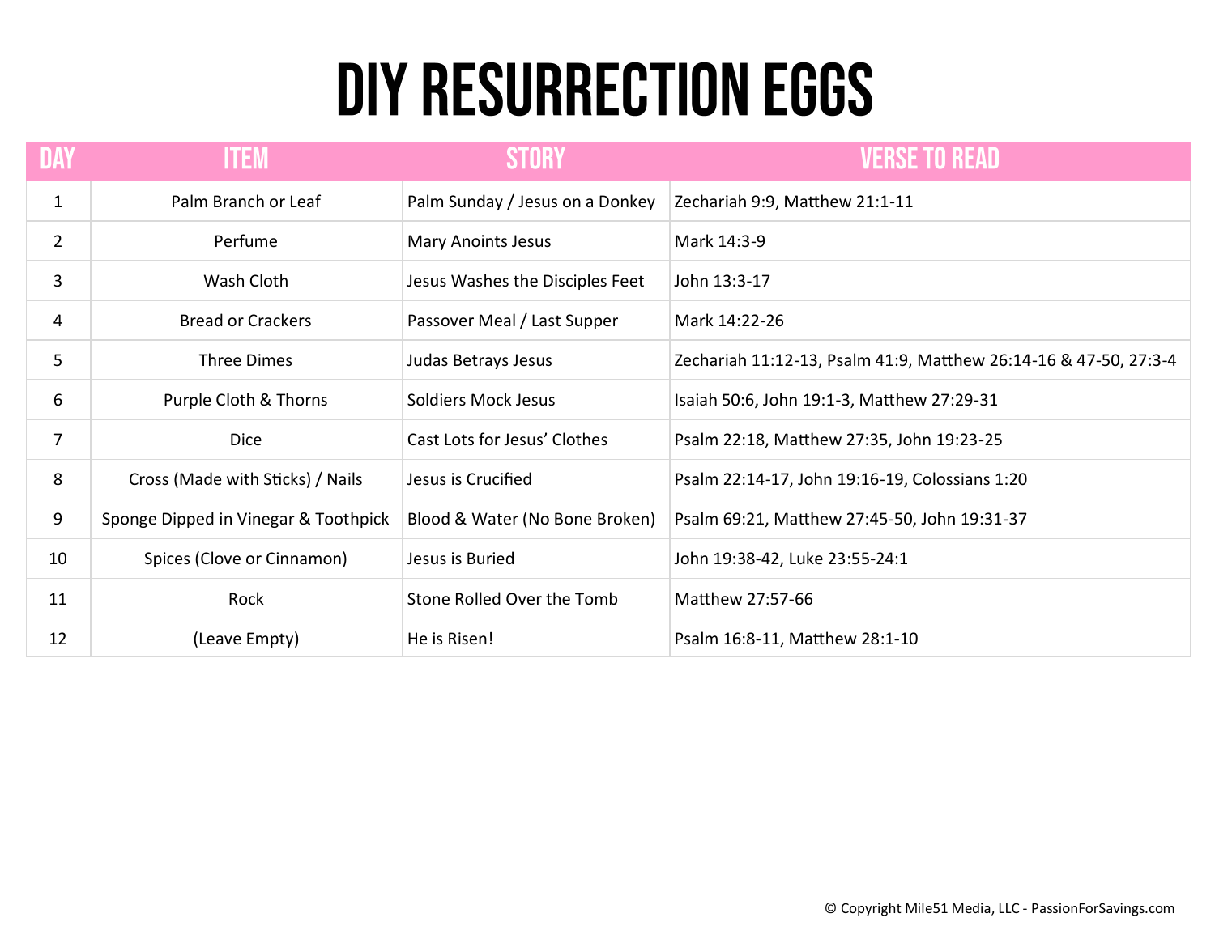# DIY RESURRECTION EGGS

| DAY | ITEM | STORY | VERSE TO READ |
|---|---|---|---|
| 1 | Palm Branch or Leaf | Palm Sunday / Jesus on a Donkey | Zechariah 9:9, Matthew 21:1-11 |
| 2 | Perfume | Mary Anoints Jesus | Mark 14:3-9 |
| 3 | Wash Cloth | Jesus Washes the Disciples Feet | John 13:3-17 |
| 4 | Bread or Crackers | Passover Meal / Last Supper | Mark 14:22-26 |
| 5 | Three Dimes | Judas Betrays Jesus | Zechariah 11:12-13, Psalm 41:9, Matthew 26:14-16 & 47-50, 27:3-4 |
| 6 | Purple Cloth & Thorns | Soldiers Mock Jesus | Isaiah 50:6, John 19:1-3, Matthew 27:29-31 |
| 7 | Dice | Cast Lots for Jesus' Clothes | Psalm 22:18, Matthew 27:35, John 19:23-25 |
| 8 | Cross (Made with Sticks) / Nails | Jesus is Crucified | Psalm 22:14-17, John 19:16-19, Colossians 1:20 |
| 9 | Sponge Dipped in Vinegar & Toothpick | Blood & Water (No Bone Broken) | Psalm 69:21, Matthew 27:45-50, John 19:31-37 |
| 10 | Spices (Clove or Cinnamon) | Jesus is Buried | John 19:38-42, Luke 23:55-24:1 |
| 11 | Rock | Stone Rolled Over the Tomb | Matthew 27:57-66 |
| 12 | (Leave Empty) | He is Risen! | Psalm 16:8-11, Matthew 28:1-10 |

© Copyright Mile51 Media, LLC - PassionForSavings.com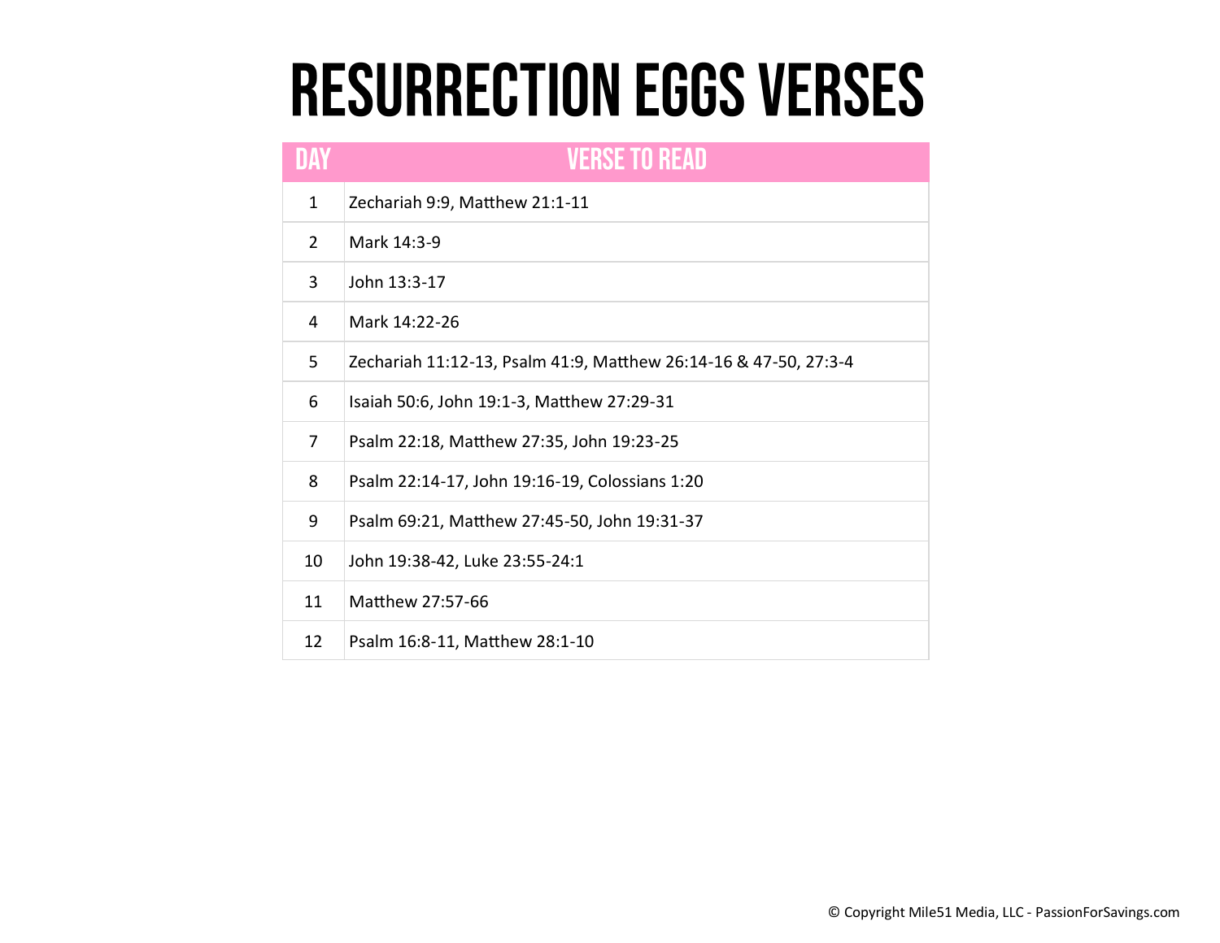# RESURRECTION EGGS VERSES

| DAY | VERSE TO READ |
|---|---|
| 1 | Zechariah 9:9, Matthew 21:1-11 |
| 2 | Mark 14:3-9 |
| 3 | John 13:3-17 |
| 4 | Mark 14:22-26 |
| 5 | Zechariah 11:12-13, Psalm 41:9, Matthew 26:14-16 & 47-50, 27:3-4 |
| 6 | Isaiah 50:6, John 19:1-3, Matthew 27:29-31 |
| 7 | Psalm 22:18, Matthew 27:35, John 19:23-25 |
| 8 | Psalm 22:14-17, John 19:16-19, Colossians 1:20 |
| 9 | Psalm 69:21, Matthew 27:45-50, John 19:31-37 |
| 10 | John 19:38-42, Luke 23:55-24:1 |
| 11 | Matthew 27:57-66 |
| 12 | Psalm 16:8-11, Matthew 28:1-10 |

© Copyright Mile51 Media, LLC - PassionForSavings.com